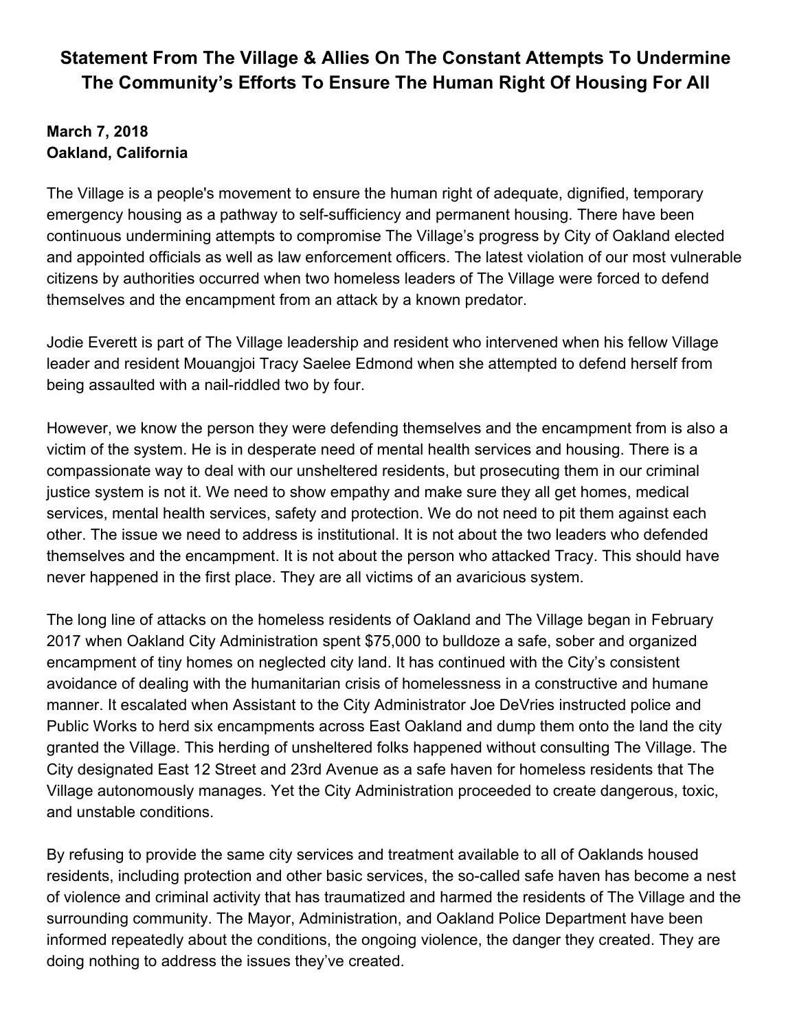# Statement From The Village & Allies On The Constant Attempts To Undermine The Community's Efforts To Ensure The Human Right Of Housing For All

**March 7, 2018**
**Oakland, California**

The Village is a people's movement to ensure the human right of adequate, dignified, temporary emergency housing as a pathway to self-sufficiency and permanent housing. There have been continuous undermining attempts to compromise The Village's progress by City of Oakland elected and appointed officials as well as law enforcement officers. The latest violation of our most vulnerable citizens by authorities occurred when two homeless leaders of The Village were forced to defend themselves and the encampment from an attack by a known predator.

Jodie Everett is part of The Village leadership and resident who intervened when his fellow Village leader and resident Mouangjoi Tracy Saelee Edmond when she attempted to defend herself from being assaulted with a nail-riddled two by four.

However, we know the person they were defending themselves and the encampment from is also a victim of the system. He is in desperate need of mental health services and housing. There is a compassionate way to deal with our unsheltered residents, but prosecuting them in our criminal justice system is not it. We need to show empathy and make sure they all get homes, medical services, mental health services, safety and protection. We do not need to pit them against each other. The issue we need to address is institutional. It is not about the two leaders who defended themselves and the encampment. It is not about the person who attacked Tracy. This should have never happened in the first place. They are all victims of an avaricious system.

The long line of attacks on the homeless residents of Oakland and The Village began in February 2017 when Oakland City Administration spent $75,000 to bulldoze a safe, sober and organized encampment of tiny homes on neglected city land. It has continued with the City's consistent avoidance of dealing with the humanitarian crisis of homelessness in a constructive and humane manner. It escalated when Assistant to the City Administrator Joe DeVries instructed police and Public Works to herd six encampments across East Oakland and dump them onto the land the city granted the Village. This herding of unsheltered folks happened without consulting The Village. The City designated East 12 Street and 23rd Avenue as a safe haven for homeless residents that The Village autonomously manages. Yet the City Administration proceeded to create dangerous, toxic, and unstable conditions.

By refusing to provide the same city services and treatment available to all of Oaklands housed residents, including protection and other basic services, the so-called safe haven has become a nest of violence and criminal activity that has traumatized and harmed the residents of The Village and the surrounding community. The Mayor, Administration, and Oakland Police Department have been informed repeatedly about the conditions, the ongoing violence, the danger they created. They are doing nothing to address the issues they've created.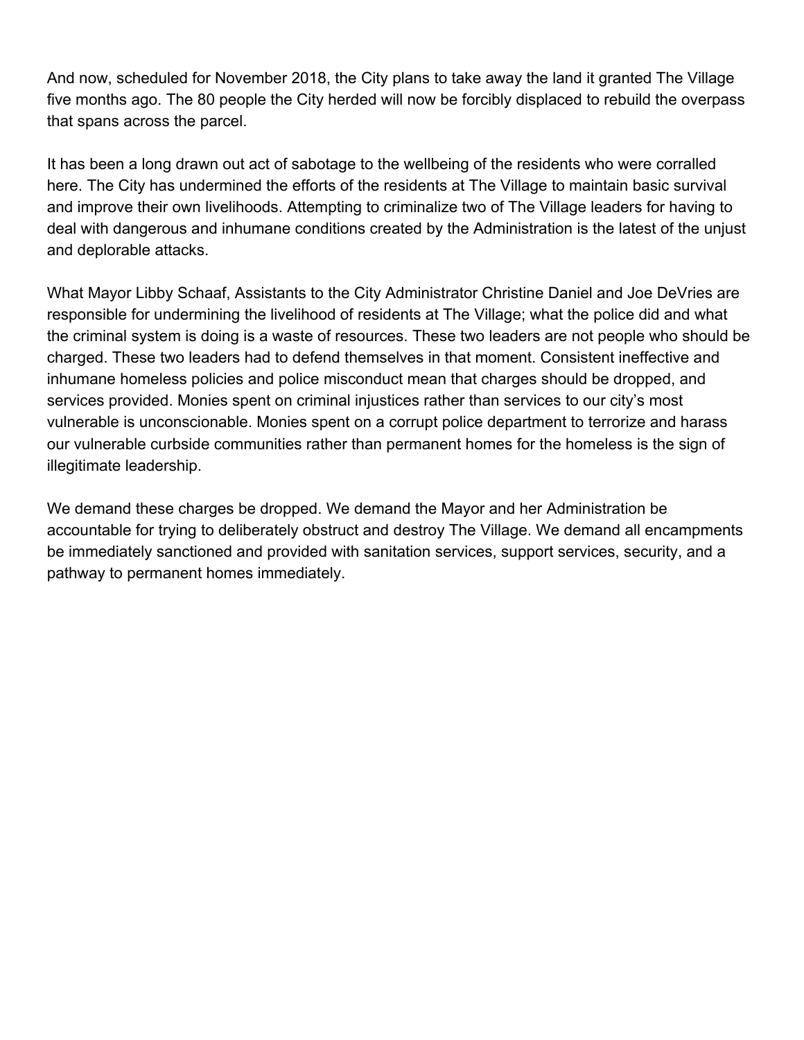And now, scheduled for November 2018, the City plans to take away the land it granted The Village five months ago. The 80 people the City herded will now be forcibly displaced to rebuild the overpass that spans across the parcel.

It has been a long drawn out act of sabotage to the wellbeing of the residents who were corralled here. The City has undermined the efforts of the residents at The Village to maintain basic survival and improve their own livelihoods. Attempting to criminalize two of The Village leaders for having to deal with dangerous and inhumane conditions created by the Administration is the latest of the unjust and deplorable attacks.

What Mayor Libby Schaaf, Assistants to the City Administrator Christine Daniel and Joe DeVries are responsible for undermining the livelihood of residents at The Village; what the police did and what the criminal system is doing is a waste of resources. These two leaders are not people who should be charged. These two leaders had to defend themselves in that moment. Consistent ineffective and inhumane homeless policies and police misconduct mean that charges should be dropped, and services provided. Monies spent on criminal injustices rather than services to our city's most vulnerable is unconscionable. Monies spent on a corrupt police department to terrorize and harass our vulnerable curbside communities rather than permanent homes for the homeless is the sign of illegitimate leadership.

We demand these charges be dropped. We demand the Mayor and her Administration be accountable for trying to deliberately obstruct and destroy The Village. We demand all encampments be immediately sanctioned and provided with sanitation services, support services, security, and a pathway to permanent homes immediately.